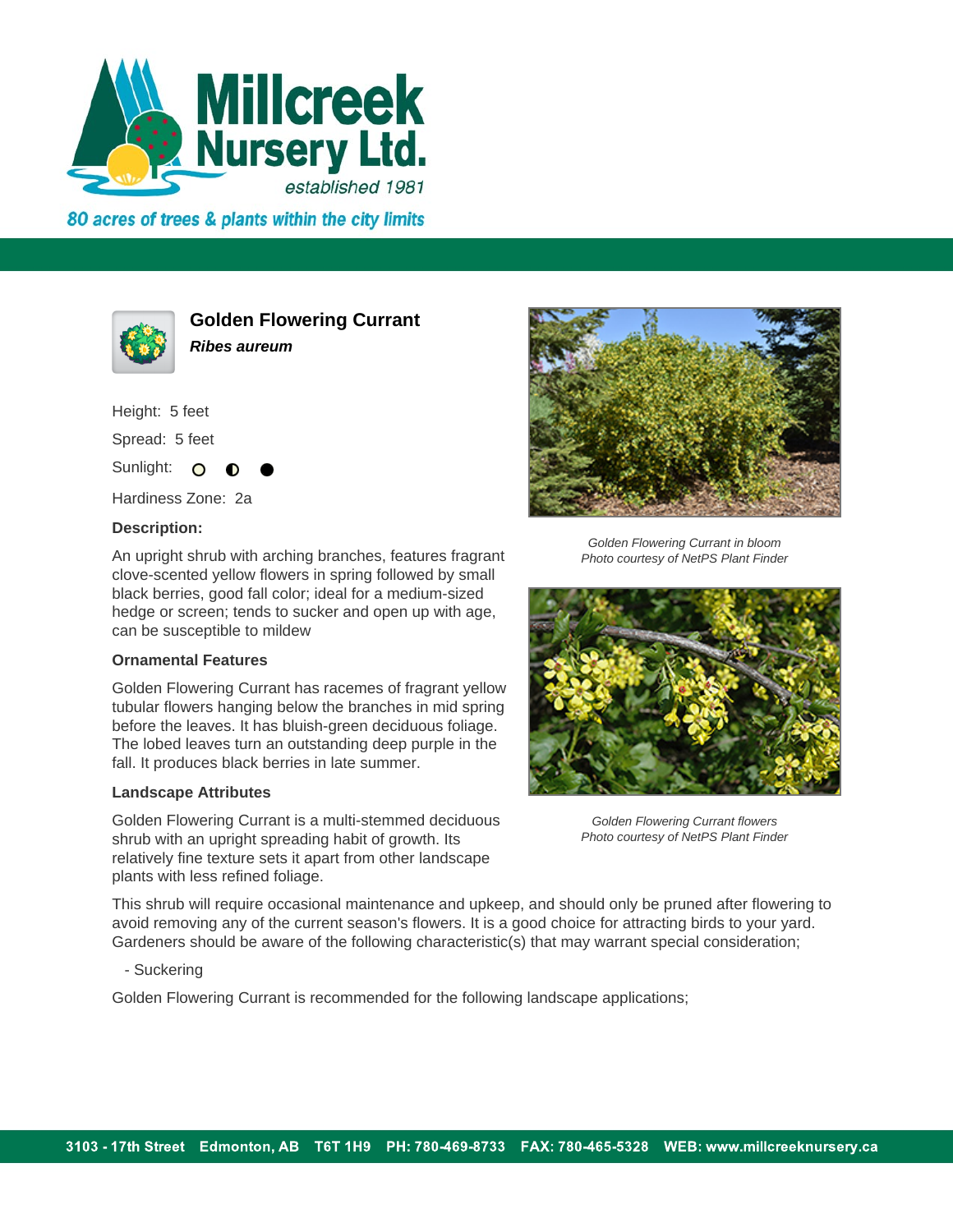# Millcreek Nursery Ltd.

*established 1981*

*80 acres of trees & plants within the city limits*

## Golden Flowering Currant

***Ribes aureum***

Height: 5 feet

Spread: 5 feet

Sunlight: ○ ◐ ●

Hardiness Zone: 2a

### Description:

An upright shrub with arching branches, features fragrant clove-scented yellow flowers in spring followed by small black berries, good fall color; ideal for a medium-sized hedge or screen; tends to sucker and open up with age, can be susceptible to mildew

### Ornamental Features

Golden Flowering Currant has racemes of fragrant yellow tubular flowers hanging below the branches in mid spring before the leaves. It has bluish-green deciduous foliage. The lobed leaves turn an outstanding deep purple in the fall. It produces black berries in late summer.

### Landscape Attributes

Golden Flowering Currant is a multi-stemmed deciduous shrub with an upright spreading habit of growth. Its relatively fine texture sets it apart from other landscape plants with less refined foliage.

This shrub will require occasional maintenance and upkeep, and should only be pruned after flowering to avoid removing any of the current season's flowers. It is a good choice for attracting birds to your yard. Gardeners should be aware of the following characteristic(s) that may warrant special consideration;

- Suckering

Golden Flowering Currant is recommended for the following landscape applications;

*Golden Flowering Currant in bloom*
*Photo courtesy of NetPS Plant Finder*

*Golden Flowering Currant flowers*
*Photo courtesy of NetPS Plant Finder*

3103 - 17th Street Edmonton, AB T6T 1H9 PH: 780-469-8733 FAX: 780-465-5328 WEB: www.millcreeknursery.ca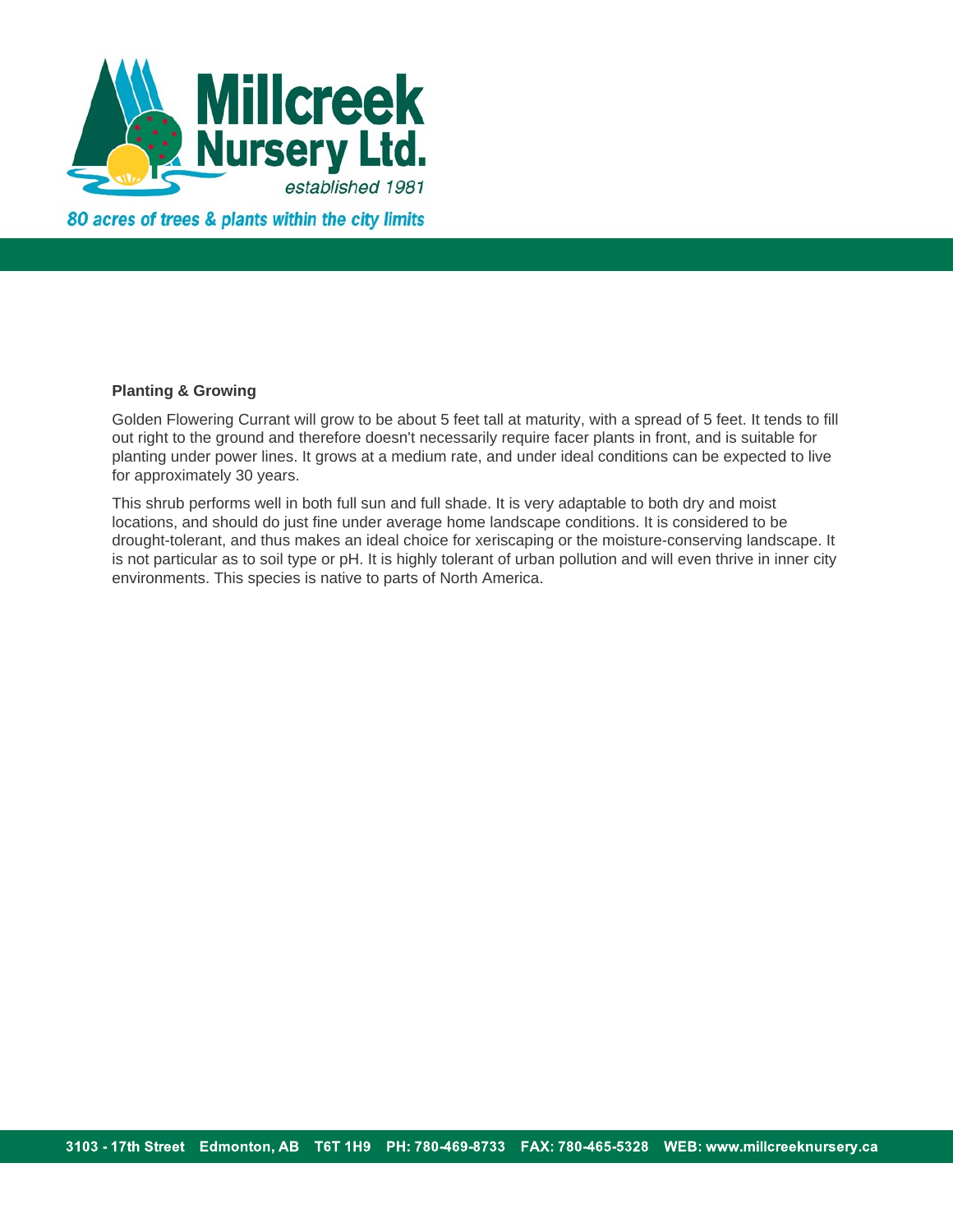### Planting & Growing

Golden Flowering Currant will grow to be about 5 feet tall at maturity, with a spread of 5 feet. It tends to fill out right to the ground and therefore doesn't necessarily require facer plants in front, and is suitable for planting under power lines. It grows at a medium rate, and under ideal conditions can be expected to live for approximately 30 years.

This shrub performs well in both full sun and full shade. It is very adaptable to both dry and moist locations, and should do just fine under average home landscape conditions. It is considered to be drought-tolerant, and thus makes an ideal choice for xeriscaping or the moisture-conserving landscape. It is not particular as to soil type or pH. It is highly tolerant of urban pollution and will even thrive in inner city environments. This species is native to parts of North America.